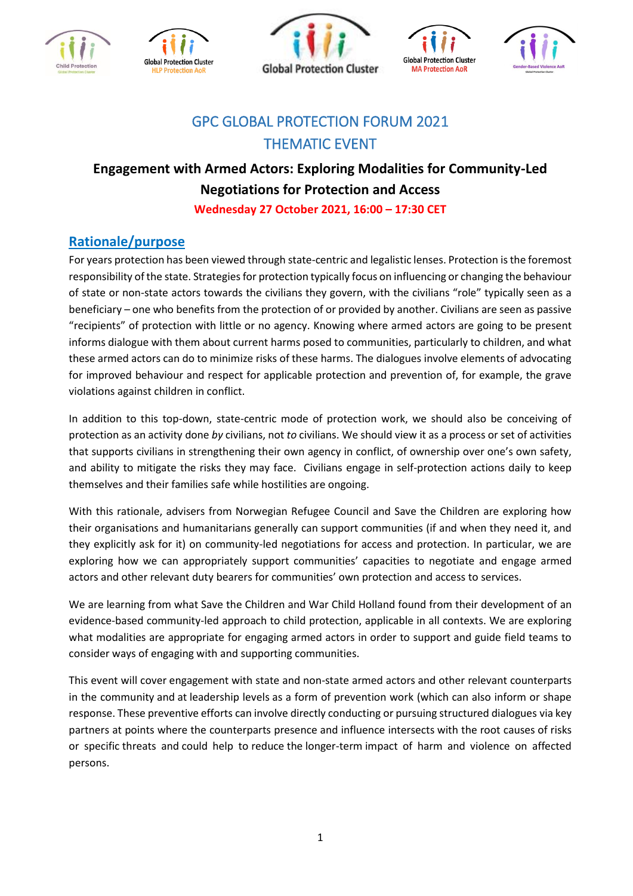# GPC GLOBAL PROTECTION FORUM 2021

# THEMATIC EVENT

## Engagement with Armed Actors: Exploring Modalities for Community-Led Negotiations for Protection and Access

**Wednesday 27 October 2021, 16:00 – 17:30 CET**

## Rationale/purpose

For years protection has been viewed through state-centric and legalistic lenses. Protection is the foremost responsibility of the state. Strategies for protection typically focus on influencing or changing the behaviour of state or non-state actors towards the civilians they govern, with the civilians "role" typically seen as a beneficiary – one who benefits from the protection of or provided by another. Civilians are seen as passive "recipients" of protection with little or no agency. Knowing where armed actors are going to be present informs dialogue with them about current harms posed to communities, particularly to children, and what these armed actors can do to minimize risks of these harms. The dialogues involve elements of advocating for improved behaviour and respect for applicable protection and prevention of, for example, the grave violations against children in conflict.

In addition to this top-down, state-centric mode of protection work, we should also be conceiving of protection as an activity done *by* civilians, not *to* civilians. We should view it as a process or set of activities that supports civilians in strengthening their own agency in conflict, of ownership over one's own safety, and ability to mitigate the risks they may face. Civilians engage in self-protection actions daily to keep themselves and their families safe while hostilities are ongoing.

With this rationale, advisers from Norwegian Refugee Council and Save the Children are exploring how their organisations and humanitarians generally can support communities (if and when they need it, and they explicitly ask for it) on community-led negotiations for access and protection. In particular, we are exploring how we can appropriately support communities' capacities to negotiate and engage armed actors and other relevant duty bearers for communities' own protection and access to services.

We are learning from what Save the Children and War Child Holland found from their development of an evidence-based community-led approach to child protection, applicable in all contexts. We are exploring what modalities are appropriate for engaging armed actors in order to support and guide field teams to consider ways of engaging with and supporting communities.

This event will cover engagement with state and non-state armed actors and other relevant counterparts in the community and at leadership levels as a form of prevention work (which can also inform or shape response. These preventive efforts can involve directly conducting or pursuing structured dialogues via key partners at points where the counterparts presence and influence intersects with the root causes of risks or specific threats and could help to reduce the longer-term impact of harm and violence on affected persons.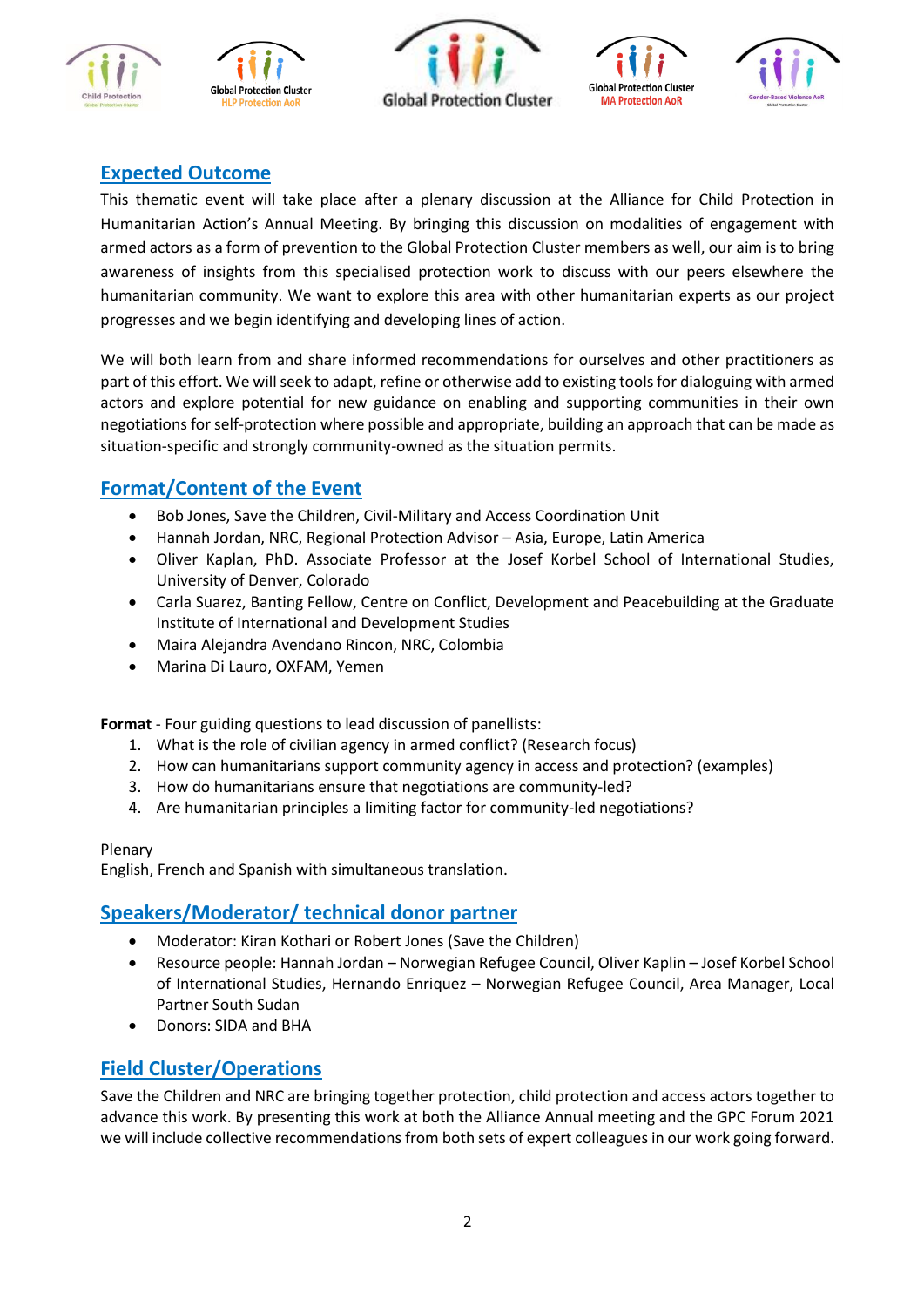## Expected Outcome

This thematic event will take place after a plenary discussion at the Alliance for Child Protection in Humanitarian Action's Annual Meeting. By bringing this discussion on modalities of engagement with armed actors as a form of prevention to the Global Protection Cluster members as well, our aim is to bring awareness of insights from this specialised protection work to discuss with our peers elsewhere the humanitarian community. We want to explore this area with other humanitarian experts as our project progresses and we begin identifying and developing lines of action.

We will both learn from and share informed recommendations for ourselves and other practitioners as part of this effort. We will seek to adapt, refine or otherwise add to existing tools for dialoguing with armed actors and explore potential for new guidance on enabling and supporting communities in their own negotiations for self-protection where possible and appropriate, building an approach that can be made as situation-specific and strongly community-owned as the situation permits.

## Format/Content of the Event

- Bob Jones, Save the Children, Civil-Military and Access Coordination Unit
- Hannah Jordan, NRC, Regional Protection Advisor – Asia, Europe, Latin America
- Oliver Kaplan, PhD. Associate Professor at the Josef Korbel School of International Studies, University of Denver, Colorado
- Carla Suarez, Banting Fellow, Centre on Conflict, Development and Peacebuilding at the Graduate Institute of International and Development Studies
- Maira Alejandra Avendano Rincon, NRC, Colombia
- Marina Di Lauro, OXFAM, Yemen

**Format** - Four guiding questions to lead discussion of panellists:

1. What is the role of civilian agency in armed conflict? (Research focus)
2. How can humanitarians support community agency in access and protection? (examples)
3. How do humanitarians ensure that negotiations are community-led?
4. Are humanitarian principles a limiting factor for community-led negotiations?

Plenary
English, French and Spanish with simultaneous translation.

## Speakers/Moderator/ technical donor partner

- Moderator: Kiran Kothari or Robert Jones (Save the Children)
- Resource people: Hannah Jordan – Norwegian Refugee Council, Oliver Kaplin – Josef Korbel School of International Studies, Hernando Enriquez – Norwegian Refugee Council, Area Manager, Local Partner South Sudan
- Donors: SIDA and BHA

## Field Cluster/Operations

Save the Children and NRC are bringing together protection, child protection and access actors together to advance this work. By presenting this work at both the Alliance Annual meeting and the GPC Forum 2021 we will include collective recommendations from both sets of expert colleagues in our work going forward.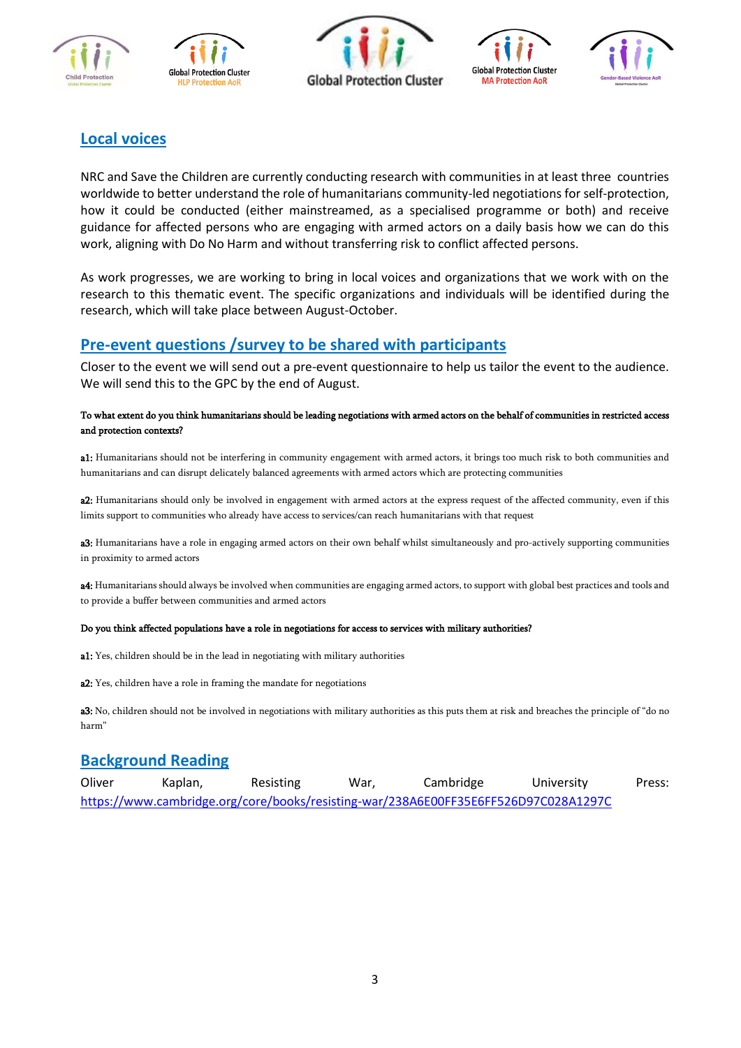## Local voices

NRC and Save the Children are currently conducting research with communities in at least three countries worldwide to better understand the role of humanitarians community-led negotiations for self-protection, how it could be conducted (either mainstreamed, as a specialised programme or both) and receive guidance for affected persons who are engaging with armed actors on a daily basis how we can do this work, aligning with Do No Harm and without transferring risk to conflict affected persons.

As work progresses, we are working to bring in local voices and organizations that we work with on the research to this thematic event. The specific organizations and individuals will be identified during the research, which will take place between August-October.

## Pre-event questions /survey to be shared with participants

Closer to the event we will send out a pre-event questionnaire to help us tailor the event to the audience. We will send this to the GPC by the end of August.

**To what extent do you think humanitarians should be leading negotiations with armed actors on the behalf of communities in restricted access and protection contexts?**

**a1:** Humanitarians should not be interfering in community engagement with armed actors, it brings too much risk to both communities and humanitarians and can disrupt delicately balanced agreements with armed actors which are protecting communities

**a2:** Humanitarians should only be involved in engagement with armed actors at the express request of the affected community, even if this limits support to communities who already have access to services/can reach humanitarians with that request

**a3:** Humanitarians have a role in engaging armed actors on their own behalf whilst simultaneously and pro-actively supporting communities in proximity to armed actors

**a4:** Humanitarians should always be involved when communities are engaging armed actors, to support with global best practices and tools and to provide a buffer between communities and armed actors

**Do you think affected populations have a role in negotiations for access to services with military authorities?**

**a1:** Yes, children should be in the lead in negotiating with military authorities

**a2:** Yes, children have a role in framing the mandate for negotiations

**a3:** No, children should not be involved in negotiations with military authorities as this puts them at risk and breaches the principle of "do no harm"

## Background Reading

Oliver Kaplan, Resisting War, Cambridge University Press: https://www.cambridge.org/core/books/resisting-war/238A6E00FF35E6FF526D97C028A1297C